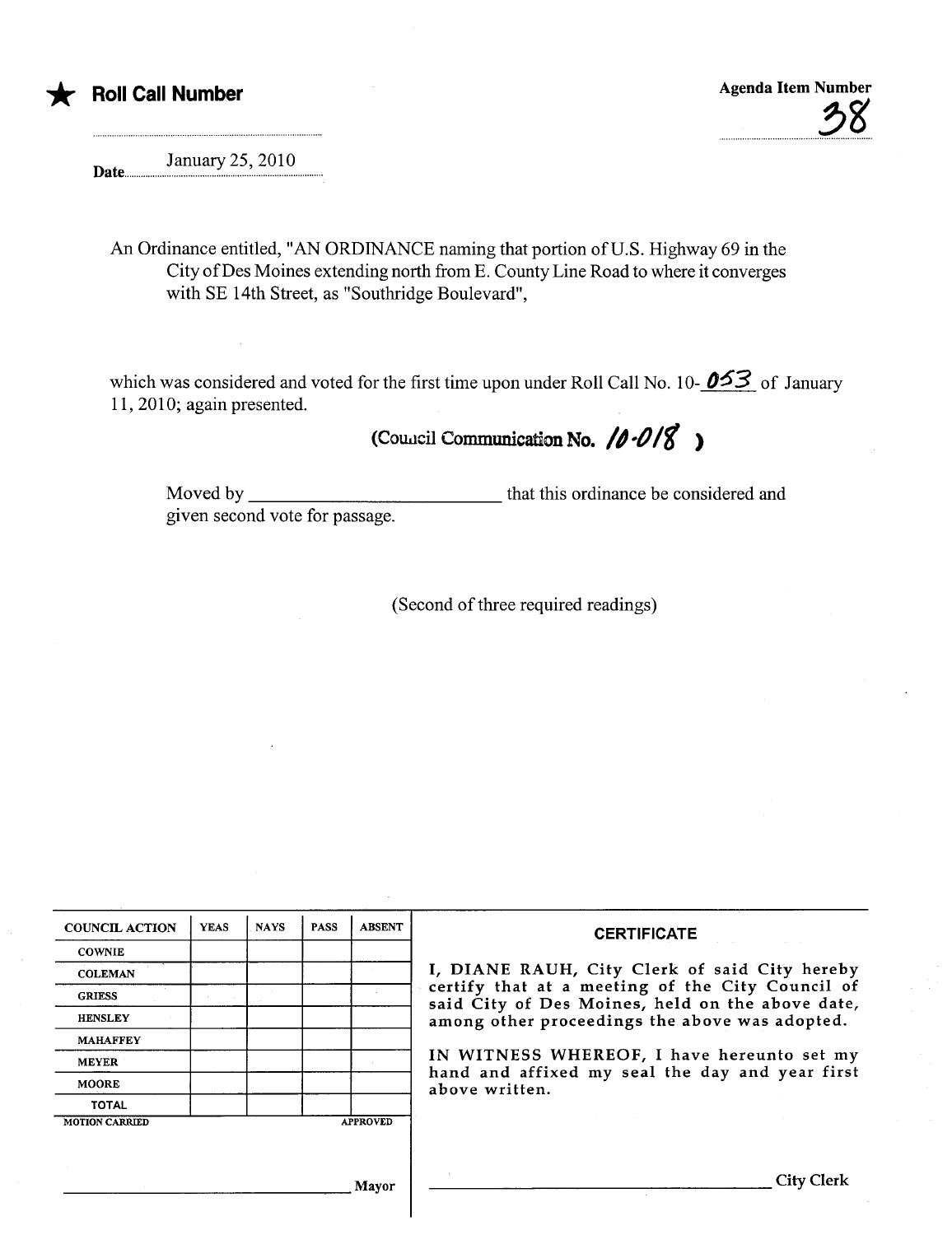★ **Roll Call Number**

**Agenda Item Number** 38

**Date** January 25, 2010

An Ordinance entitled, "AN ORDINANCE naming that portion of U.S. Highway 69 in the City of Des Moines extending north from E. County Line Road to where it converges with SE 14th Street, as "Southridge Boulevard",

which was considered and voted for the first time upon under Roll Call No. 10-053 of January 11, 2010; again presented.

(Council Communication No. 10-018)

Moved by ______________________ that this ordinance be considered and given second vote for passage.

(Second of three required readings)

| COUNCIL ACTION | YEAS | NAYS | PASS | ABSENT |
|---|---|---|---|---|
| COWNIE | | | | |
| COLEMAN | | | | |
| GRIESS | | | | |
| HENSLEY | | | | |
| MAHAFFEY | | | | |
| MEYER | | | | |
| MOORE | | | | |
| TOTAL | | | | |

MOTION CARRIED APPROVED

______________________ Mayor

**CERTIFICATE**

I, DIANE RAUH, City Clerk of said City hereby certify that at a meeting of the City Council of said City of Des Moines, held on the above date, among other proceedings the above was adopted.

IN WITNESS WHEREOF, I have hereunto set my hand and affixed my seal the day and year first above written.

______________________ City Clerk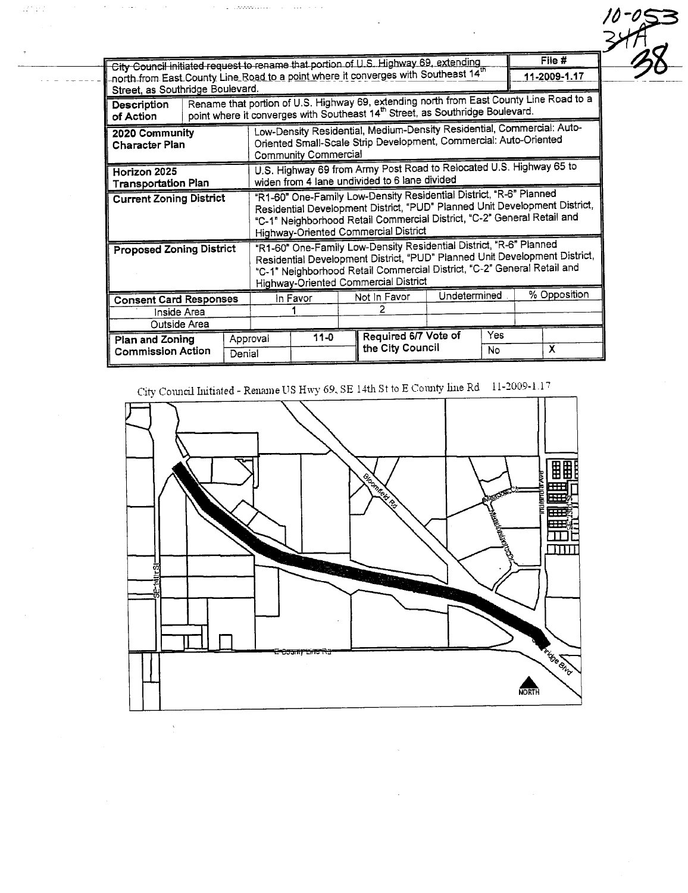10-053
34A
38

| City Council initiated request to rename that portion of U.S. Highway 69, extending north from East County Line Road to a point where it converges with Southeast 14th Street, as Southridge Boulevard. | | | | | | File # |
|---|---|---|---|---|---|---|
| | | | | | | 11-2009-1.17 |
| **Description of Action** | Rename that portion of U.S. Highway 69, extending north from East County Line Road to a point where it converges with Southeast 14th Street, as Southridge Boulevard. | | | | | |
| **2020 Community Character Plan** | Low-Density Residential, Medium-Density Residential, Commercial: Auto-Oriented Small-Scale Strip Development, Commercial: Auto-Oriented Community Commercial | | | | | |
| **Horizon 2025 Transportation Plan** | U.S. Highway 69 from Army Post Road to Relocated U.S. Highway 65 to widen from 4 lane undivided to 6 lane divided | | | | | |
| **Current Zoning District** | "R1-60" One-Family Low-Density Residential District, "R-6" Planned Residential Development District, "PUD" Planned Unit Development District, "C-1" Neighborhood Retail Commercial District, "C-2" General Retail and Highway-Oriented Commercial District | | | | | |
| **Proposed Zoning District** | "R1-60" One-Family Low-Density Residential District, "R-6" Planned Residential Development District, "PUD" Planned Unit Development District, "C-1" Neighborhood Retail Commercial District, "C-2" General Retail and Highway-Oriented Commercial District | | | | | |

| Consent Card Responses | In Favor | Not In Favor | Undetermined | % Opposition |
|---|---|---|---|---|
| Inside Area | 1 | 2 | | |
| Outside Area | | | | |

| Plan and Zoning Commission Action | | | Required 6/7 Vote of the City Council | | |
|---|---|---|---|---|---|
| | Approval | 11-0 | | Yes | |
| | Denial | | | No | X |

City Council Initiated - Rename US Hwy 69, SE 14th St to E County line Rd 11-2009-1.17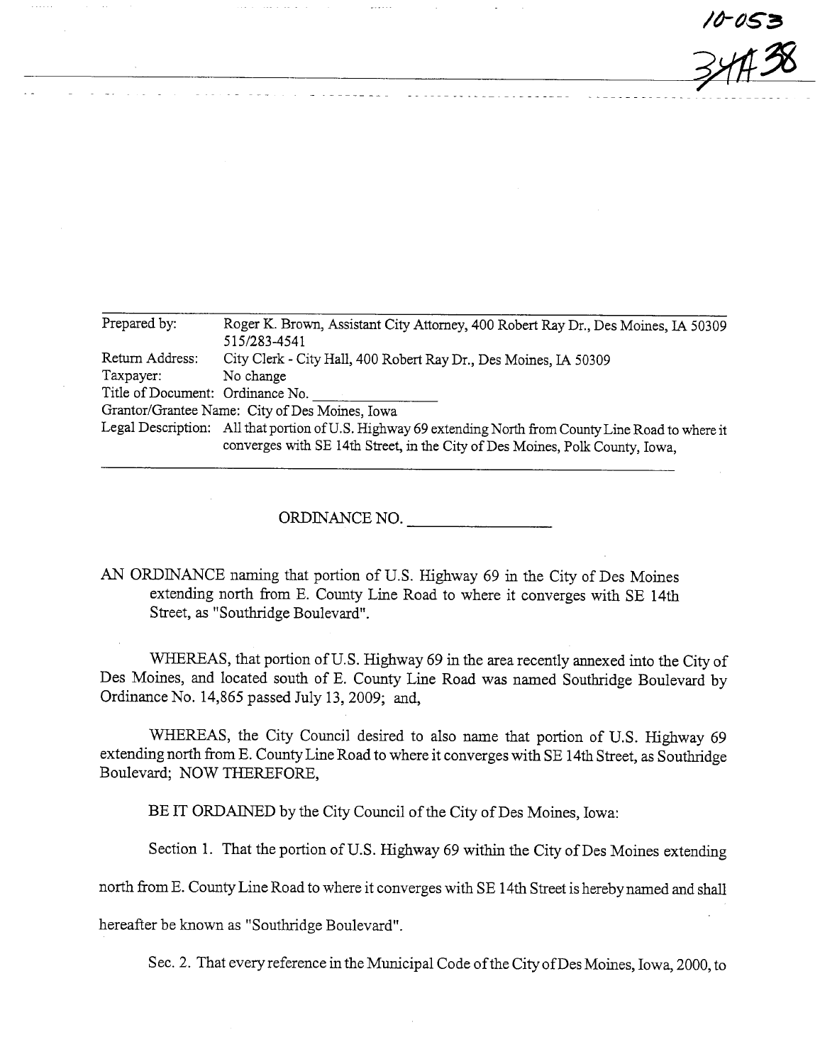10-053

34A38

| Prepared by: | Roger K. Brown, Assistant City Attorney, 400 Robert Ray Dr., Des Moines, IA 50309 515/283-4541 |
| --- | --- |
| Return Address: | City Clerk - City Hall, 400 Robert Ray Dr., Des Moines, IA 50309 |
| Taxpayer: | No change |
| Title of Document: | Ordinance No. ______________ |
| Grantor/Grantee Name: | City of Des Moines, Iowa |
| Legal Description: | All that portion of U.S. Highway 69 extending North from County Line Road to where it converges with SE 14th Street, in the City of Des Moines, Polk County, Iowa, |

ORDINANCE NO. ______________

AN ORDINANCE naming that portion of U.S. Highway 69 in the City of Des Moines extending north from E. County Line Road to where it converges with SE 14th Street, as "Southridge Boulevard".

WHEREAS, that portion of U.S. Highway 69 in the area recently annexed into the City of Des Moines, and located south of E. County Line Road was named Southridge Boulevard by Ordinance No. 14,865 passed July 13, 2009; and,

WHEREAS, the City Council desired to also name that portion of U.S. Highway 69 extending north from E. County Line Road to where it converges with SE 14th Street, as Southridge Boulevard; NOW THEREFORE,

BE IT ORDAINED by the City Council of the City of Des Moines, Iowa:

Section 1. That the portion of U.S. Highway 69 within the City of Des Moines extending north from E. County Line Road to where it converges with SE 14th Street is hereby named and shall hereafter be known as "Southridge Boulevard".

Sec. 2. That every reference in the Municipal Code of the City of Des Moines, Iowa, 2000, to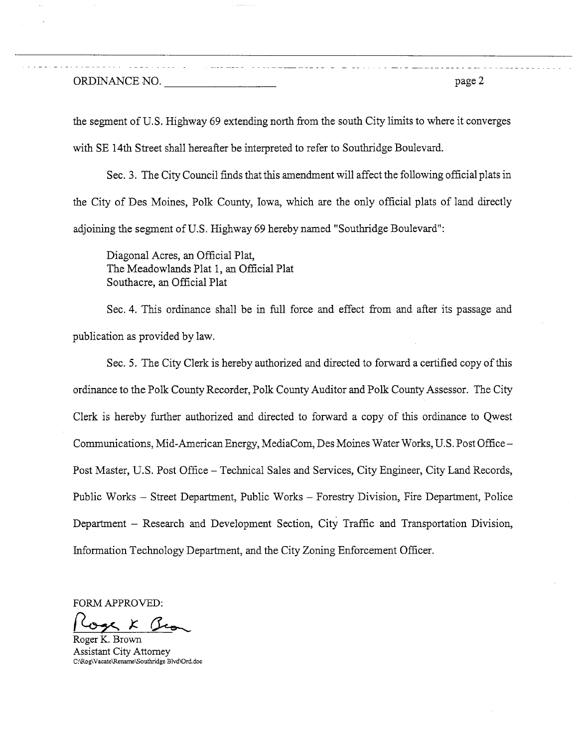ORDINANCE NO. ___________________

the segment of U.S. Highway 69 extending north from the south City limits to where it converges with SE 14th Street shall hereafter be interpreted to refer to Southridge Boulevard.

Sec. 3. The City Council finds that this amendment will affect the following official plats in the City of Des Moines, Polk County, Iowa, which are the only official plats of land directly adjoining the segment of U.S. Highway 69 hereby named "Southridge Boulevard":

Diagonal Acres, an Official Plat,
The Meadowlands Plat 1, an Official Plat
Southacre, an Official Plat

Sec. 4. This ordinance shall be in full force and effect from and after its passage and publication as provided by law.

Sec. 5. The City Clerk is hereby authorized and directed to forward a certified copy of this ordinance to the Polk County Recorder, Polk County Auditor and Polk County Assessor. The City Clerk is hereby further authorized and directed to forward a copy of this ordinance to Qwest Communications, Mid-American Energy, MediaCom, Des Moines Water Works, U.S. Post Office – Post Master, U.S. Post Office – Technical Sales and Services, City Engineer, City Land Records, Public Works – Street Department, Public Works – Forestry Division, Fire Department, Police Department – Research and Development Section, City Traffic and Transportation Division, Information Technology Department, and the City Zoning Enforcement Officer.

FORM APPROVED:

Roger K. Brown
Assistant City Attorney
C:\Rog\Vacate\Rename\Southridge Blvd\Ord.doc